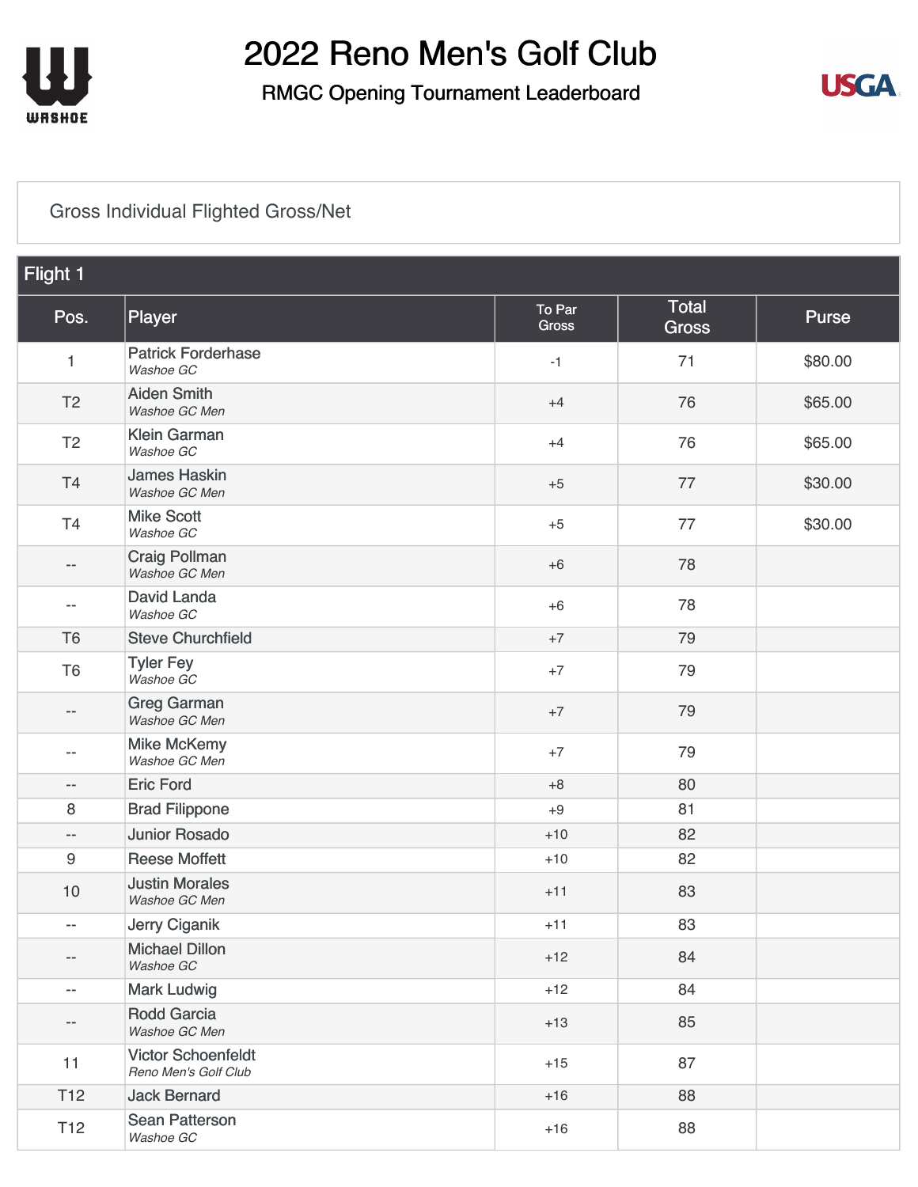# 2022 Reno Men's Golf Club

## RMGC Opening Tournament Leaderboard

Gross Individual Flighted Gross/Net

### Flight 1

| Pos. | Player | To Par Gross | Total Gross | Purse |
|---|---|---|---|---|
| 1 | Patrick Forderhase *Washoe GC* | -1 | 71 | $80.00 |
| T2 | Aiden Smith *Washoe GC Men* | +4 | 76 | $65.00 |
| T2 | Klein Garman *Washoe GC* | +4 | 76 | $65.00 |
| T4 | James Haskin *Washoe GC Men* | +5 | 77 | $30.00 |
| T4 | Mike Scott *Washoe GC* | +5 | 77 | $30.00 |
| -- | Craig Pollman *Washoe GC Men* | +6 | 78 | |
| -- | David Landa *Washoe GC* | +6 | 78 | |
| T6 | Steve Churchfield | +7 | 79 | |
| T6 | Tyler Fey *Washoe GC* | +7 | 79 | |
| -- | Greg Garman *Washoe GC Men* | +7 | 79 | |
| -- | Mike McKemy *Washoe GC Men* | +7 | 79 | |
| -- | Eric Ford | +8 | 80 | |
| 8 | Brad Filippone | +9 | 81 | |
| -- | Junior Rosado | +10 | 82 | |
| 9 | Reese Moffett | +10 | 82 | |
| 10 | Justin Morales *Washoe GC Men* | +11 | 83 | |
| -- | Jerry Ciganik | +11 | 83 | |
| -- | Michael Dillon *Washoe GC* | +12 | 84 | |
| -- | Mark Ludwig | +12 | 84 | |
| -- | Rodd Garcia *Washoe GC Men* | +13 | 85 | |
| 11 | Victor Schoenfeldt *Reno Men's Golf Club* | +15 | 87 | |
| T12 | Jack Bernard | +16 | 88 | |
| T12 | Sean Patterson *Washoe GC* | +16 | 88 | |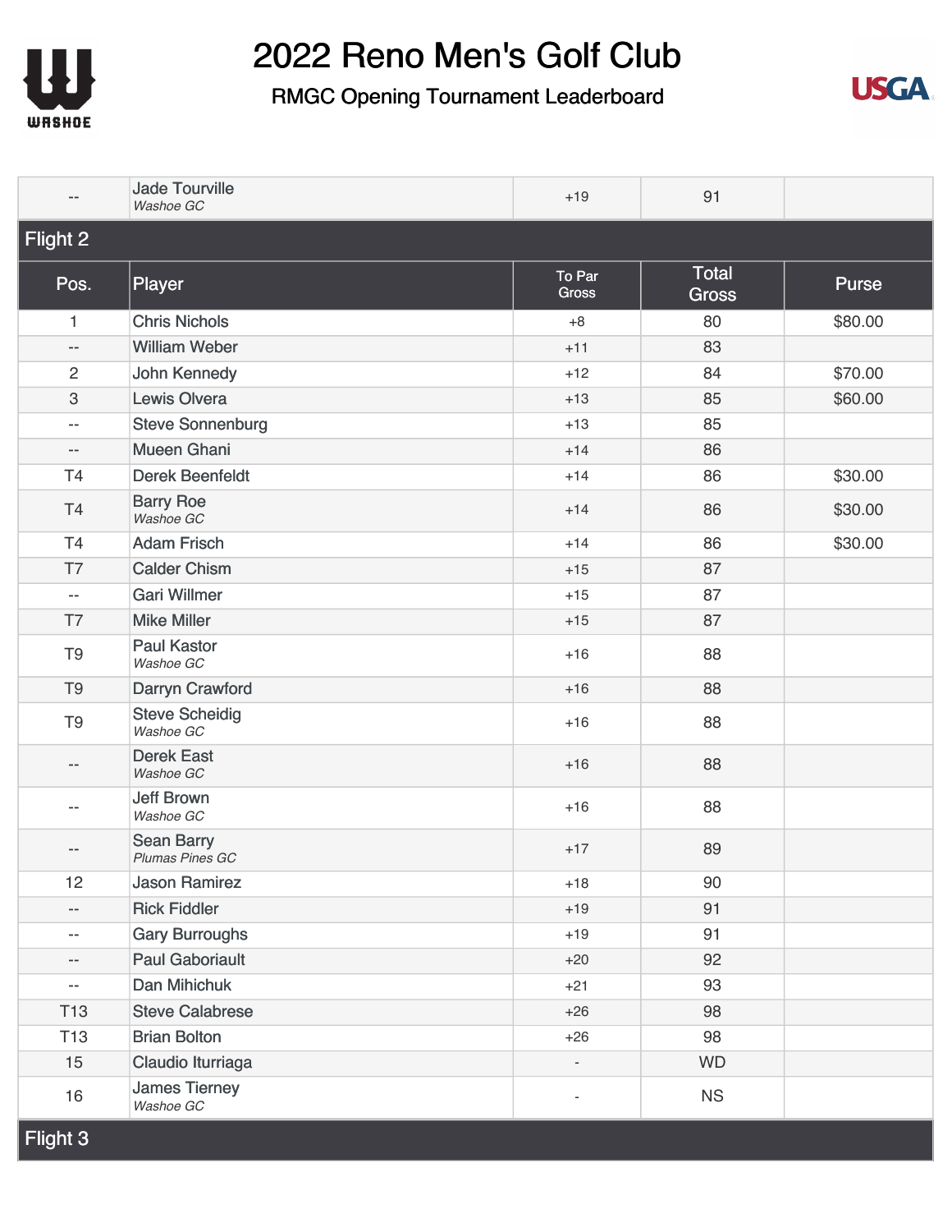# 2022 Reno Men's Golf Club

## RMGC Opening Tournament Leaderboard

| Pos. | Player | To Par Gross | Total Gross | Purse |
|---|---|---|---|---|
| -- | Jade Tourville *Washoe GC* | +19 | 91 | |

## Flight 2

| Pos. | Player | To Par Gross | Total Gross | Purse |
|---|---|---|---|---|
| 1 | Chris Nichols | +8 | 80 | $80.00 |
| -- | William Weber | +11 | 83 | |
| 2 | John Kennedy | +12 | 84 | $70.00 |
| 3 | Lewis Olvera | +13 | 85 | $60.00 |
| -- | Steve Sonnenburg | +13 | 85 | |
| -- | Mueen Ghani | +14 | 86 | |
| T4 | Derek Beenfeldt | +14 | 86 | $30.00 |
| T4 | Barry Roe *Washoe GC* | +14 | 86 | $30.00 |
| T4 | Adam Frisch | +14 | 86 | $30.00 |
| T7 | Calder Chism | +15 | 87 | |
| -- | Gari Willmer | +15 | 87 | |
| T7 | Mike Miller | +15 | 87 | |
| T9 | Paul Kastor *Washoe GC* | +16 | 88 | |
| T9 | Darryn Crawford | +16 | 88 | |
| T9 | Steve Scheidig *Washoe GC* | +16 | 88 | |
| -- | Derek East *Washoe GC* | +16 | 88 | |
| -- | Jeff Brown *Washoe GC* | +16 | 88 | |
| -- | Sean Barry *Plumas Pines GC* | +17 | 89 | |
| 12 | Jason Ramirez | +18 | 90 | |
| -- | Rick Fiddler | +19 | 91 | |
| -- | Gary Burroughs | +19 | 91 | |
| -- | Paul Gaboriault | +20 | 92 | |
| -- | Dan Mihichuk | +21 | 93 | |
| T13 | Steve Calabrese | +26 | 98 | |
| T13 | Brian Bolton | +26 | 98 | |
| 15 | Claudio Iturriaga | - | WD | |
| 16 | James Tierney *Washoe GC* | - | NS | |

## Flight 3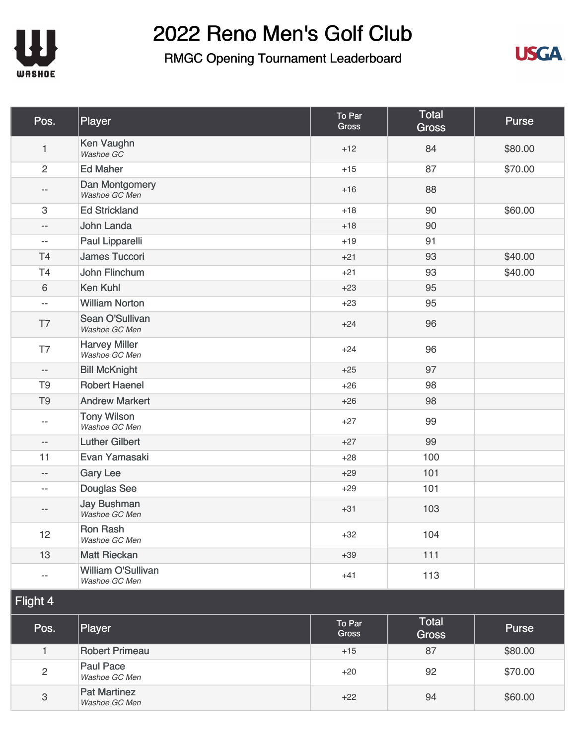# 2022 Reno Men's Golf Club

## RMGC Opening Tournament Leaderboard

| Pos. | Player | To Par Gross | Total Gross | Purse |
|---|---|---|---|---|
| 1 | Ken Vaughn *Washoe GC* | +12 | 84 | $80.00 |
| 2 | Ed Maher | +15 | 87 | $70.00 |
| -- | Dan Montgomery *Washoe GC Men* | +16 | 88 | |
| 3 | Ed Strickland | +18 | 90 | $60.00 |
| -- | John Landa | +18 | 90 | |
| -- | Paul Lipparelli | +19 | 91 | |
| T4 | James Tuccori | +21 | 93 | $40.00 |
| T4 | John Flinchum | +21 | 93 | $40.00 |
| 6 | Ken Kuhl | +23 | 95 | |
| -- | William Norton | +23 | 95 | |
| T7 | Sean O'Sullivan *Washoe GC Men* | +24 | 96 | |
| T7 | Harvey Miller *Washoe GC Men* | +24 | 96 | |
| -- | Bill McKnight | +25 | 97 | |
| T9 | Robert Haenel | +26 | 98 | |
| T9 | Andrew Markert | +26 | 98 | |
| -- | Tony Wilson *Washoe GC Men* | +27 | 99 | |
| -- | Luther Gilbert | +27 | 99 | |
| 11 | Evan Yamasaki | +28 | 100 | |
| -- | Gary Lee | +29 | 101 | |
| -- | Douglas See | +29 | 101 | |
| -- | Jay Bushman *Washoe GC Men* | +31 | 103 | |
| 12 | Ron Rash *Washoe GC Men* | +32 | 104 | |
| 13 | Matt Rieckan | +39 | 111 | |
| -- | William O'Sullivan *Washoe GC Men* | +41 | 113 | |

## Flight 4

| Pos. | Player | To Par Gross | Total Gross | Purse |
|---|---|---|---|---|
| 1 | Robert Primeau | +15 | 87 | $80.00 |
| 2 | Paul Pace *Washoe GC Men* | +20 | 92 | $70.00 |
| 3 | Pat Martinez *Washoe GC Men* | +22 | 94 | $60.00 |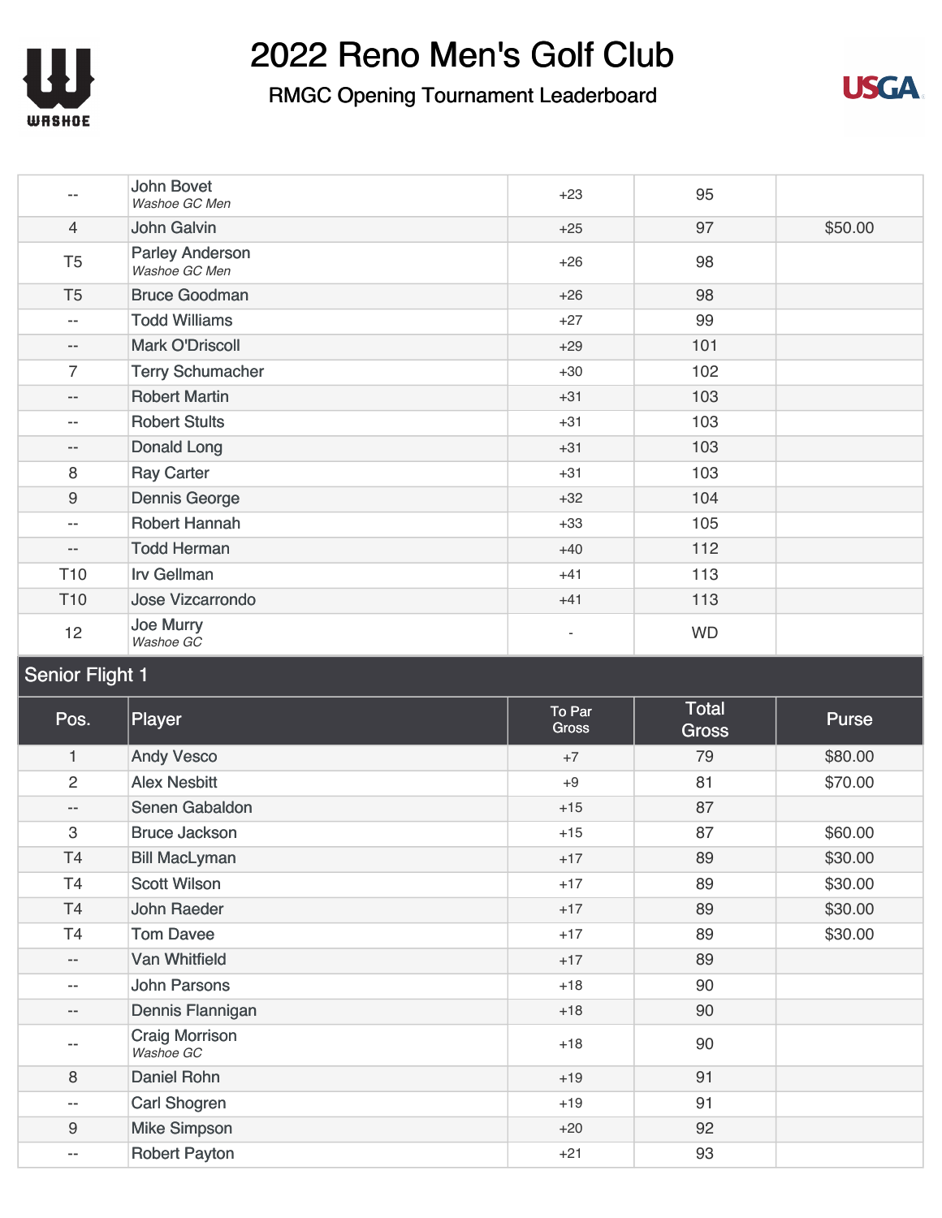# 2022 Reno Men's Golf Club

## RMGC Opening Tournament Leaderboard

| Pos. | Player | To Par Gross | Total Gross | Purse |
|---|---|---|---|---|
| -- | John Bovet *Washoe GC Men* | +23 | 95 | |
| 4 | John Galvin | +25 | 97 | $50.00 |
| T5 | Parley Anderson *Washoe GC Men* | +26 | 98 | |
| T5 | Bruce Goodman | +26 | 98 | |
| -- | Todd Williams | +27 | 99 | |
| -- | Mark O'Driscoll | +29 | 101 | |
| 7 | Terry Schumacher | +30 | 102 | |
| -- | Robert Martin | +31 | 103 | |
| -- | Robert Stults | +31 | 103 | |
| -- | Donald Long | +31 | 103 | |
| 8 | Ray Carter | +31 | 103 | |
| 9 | Dennis George | +32 | 104 | |
| -- | Robert Hannah | +33 | 105 | |
| -- | Todd Herman | +40 | 112 | |
| T10 | Irv Gellman | +41 | 113 | |
| T10 | Jose Vizcarrondo | +41 | 113 | |
| 12 | Joe Murry *Washoe GC* | - | WD | |

### Senior Flight 1

| Pos. | Player | To Par Gross | Total Gross | Purse |
|---|---|---|---|---|
| 1 | Andy Vesco | +7 | 79 | $80.00 |
| 2 | Alex Nesbitt | +9 | 81 | $70.00 |
| -- | Senen Gabaldon | +15 | 87 | |
| 3 | Bruce Jackson | +15 | 87 | $60.00 |
| T4 | Bill MacLyman | +17 | 89 | $30.00 |
| T4 | Scott Wilson | +17 | 89 | $30.00 |
| T4 | John Raeder | +17 | 89 | $30.00 |
| T4 | Tom Davee | +17 | 89 | $30.00 |
| -- | Van Whitfield | +17 | 89 | |
| -- | John Parsons | +18 | 90 | |
| -- | Dennis Flannigan | +18 | 90 | |
| -- | Craig Morrison *Washoe GC* | +18 | 90 | |
| 8 | Daniel Rohn | +19 | 91 | |
| -- | Carl Shogren | +19 | 91 | |
| 9 | Mike Simpson | +20 | 92 | |
| -- | Robert Payton | +21 | 93 | |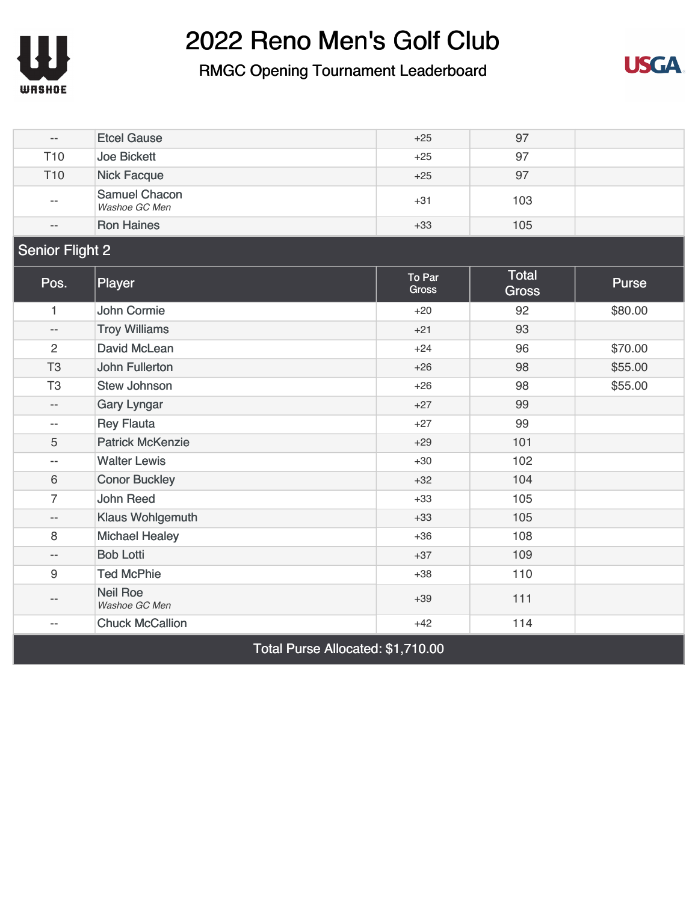# 2022 Reno Men's Golf Club

## RMGC Opening Tournament Leaderboard

| Pos. | Player | To Par Gross | Total Gross | Purse |
|---|---|---|---|---|
| -- | Etcel Gause | +25 | 97 | |
| T10 | Joe Bickett | +25 | 97 | |
| T10 | Nick Facque | +25 | 97 | |
| -- | Samuel Chacon *Washoe GC Men* | +31 | 103 | |
| -- | Ron Haines | +33 | 105 | |

### Senior Flight 2

| Pos. | Player | To Par Gross | Total Gross | Purse |
|---|---|---|---|---|
| 1 | John Cormie | +20 | 92 | $80.00 |
| -- | Troy Williams | +21 | 93 | |
| 2 | David McLean | +24 | 96 | $70.00 |
| T3 | John Fullerton | +26 | 98 | $55.00 |
| T3 | Stew Johnson | +26 | 98 | $55.00 |
| -- | Gary Lyngar | +27 | 99 | |
| -- | Rey Flauta | +27 | 99 | |
| 5 | Patrick McKenzie | +29 | 101 | |
| -- | Walter Lewis | +30 | 102 | |
| 6 | Conor Buckley | +32 | 104 | |
| 7 | John Reed | +33 | 105 | |
| -- | Klaus Wohlgemuth | +33 | 105 | |
| 8 | Michael Healey | +36 | 108 | |
| -- | Bob Lotti | +37 | 109 | |
| 9 | Ted McPhie | +38 | 110 | |
| -- | Neil Roe *Washoe GC Men* | +39 | 111 | |
| -- | Chuck McCallion | +42 | 114 | |

**Total Purse Allocated: $1,710.00**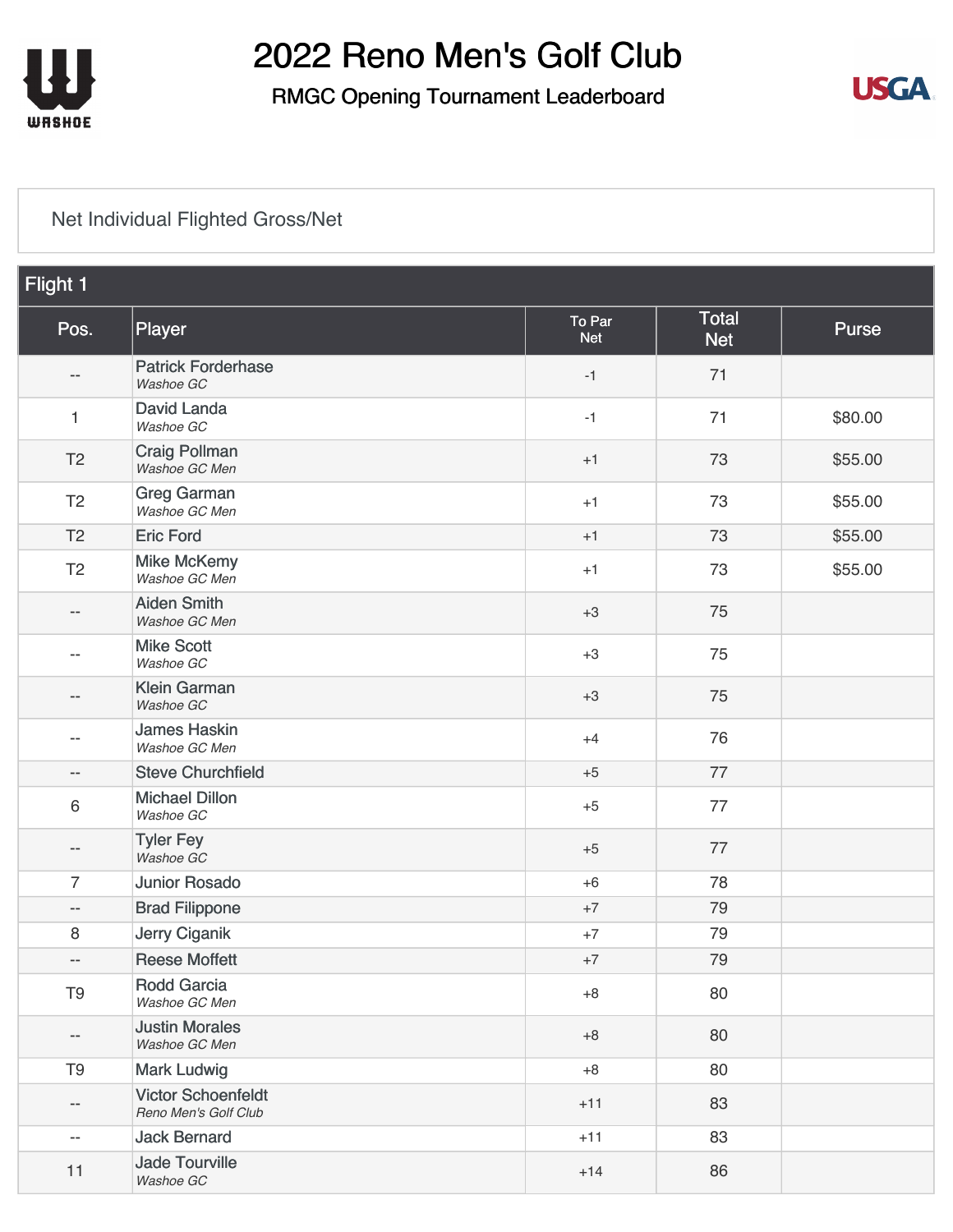# 2022 Reno Men's Golf Club

## RMGC Opening Tournament Leaderboard

Net Individual Flighted Gross/Net

### Flight 1

| Pos. | Player | To Par Net | Total Net | Purse |
|---|---|---|---|---|
| -- | Patrick Forderhase *Washoe GC* | -1 | 71 | |
| 1 | David Landa *Washoe GC* | -1 | 71 | $80.00 |
| T2 | Craig Pollman *Washoe GC Men* | +1 | 73 | $55.00 |
| T2 | Greg Garman *Washoe GC Men* | +1 | 73 | $55.00 |
| T2 | Eric Ford | +1 | 73 | $55.00 |
| T2 | Mike McKemy *Washoe GC Men* | +1 | 73 | $55.00 |
| -- | Aiden Smith *Washoe GC Men* | +3 | 75 | |
| -- | Mike Scott *Washoe GC* | +3 | 75 | |
| -- | Klein Garman *Washoe GC* | +3 | 75 | |
| -- | James Haskin *Washoe GC Men* | +4 | 76 | |
| -- | Steve Churchfield | +5 | 77 | |
| 6 | Michael Dillon *Washoe GC* | +5 | 77 | |
| -- | Tyler Fey *Washoe GC* | +5 | 77 | |
| 7 | Junior Rosado | +6 | 78 | |
| -- | Brad Filippone | +7 | 79 | |
| 8 | Jerry Ciganik | +7 | 79 | |
| -- | Reese Moffett | +7 | 79 | |
| T9 | Rodd Garcia *Washoe GC Men* | +8 | 80 | |
| -- | Justin Morales *Washoe GC Men* | +8 | 80 | |
| T9 | Mark Ludwig | +8 | 80 | |
| -- | Victor Schoenfeldt *Reno Men's Golf Club* | +11 | 83 | |
| -- | Jack Bernard | +11 | 83 | |
| 11 | Jade Tourville *Washoe GC* | +14 | 86 | |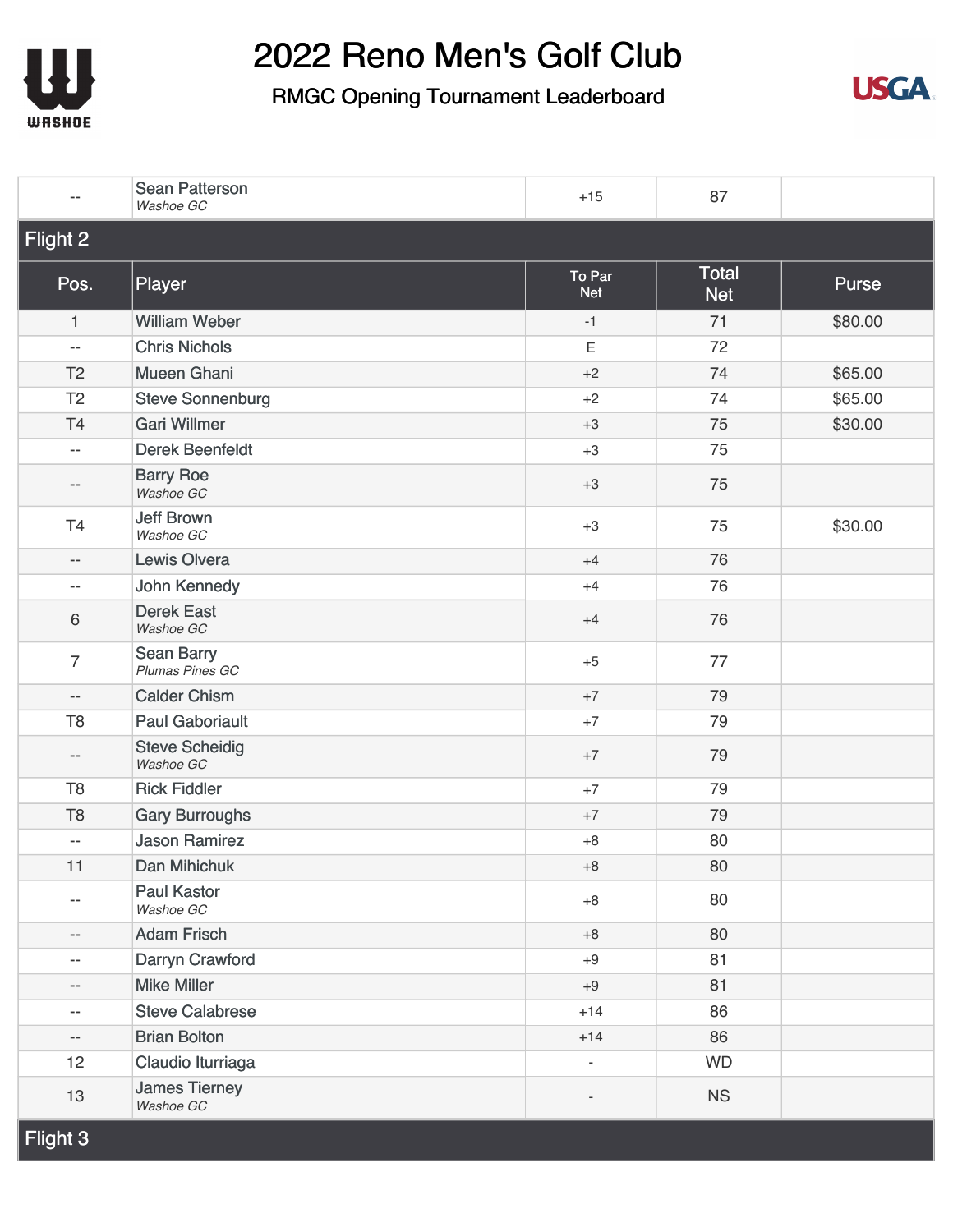# 2022 Reno Men's Golf Club

## RMGC Opening Tournament Leaderboard

| -- | Sean Patterson *Washoe GC* | +15 | 87 | |
|---|---|---|---|---|

## Flight 2

| Pos. | Player | To Par Net | Total Net | Purse |
|---|---|---|---|---|
| 1 | William Weber | -1 | 71 | $80.00 |
| -- | Chris Nichols | E | 72 | |
| T2 | Mueen Ghani | +2 | 74 | $65.00 |
| T2 | Steve Sonnenburg | +2 | 74 | $65.00 |
| T4 | Gari Willmer | +3 | 75 | $30.00 |
| -- | Derek Beenfeldt | +3 | 75 | |
| -- | Barry Roe *Washoe GC* | +3 | 75 | |
| T4 | Jeff Brown *Washoe GC* | +3 | 75 | $30.00 |
| -- | Lewis Olvera | +4 | 76 | |
| -- | John Kennedy | +4 | 76 | |
| 6 | Derek East *Washoe GC* | +4 | 76 | |
| 7 | Sean Barry *Plumas Pines GC* | +5 | 77 | |
| -- | Calder Chism | +7 | 79 | |
| T8 | Paul Gaboriault | +7 | 79 | |
| -- | Steve Scheidig *Washoe GC* | +7 | 79 | |
| T8 | Rick Fiddler | +7 | 79 | |
| T8 | Gary Burroughs | +7 | 79 | |
| -- | Jason Ramirez | +8 | 80 | |
| 11 | Dan Mihichuk | +8 | 80 | |
| -- | Paul Kastor *Washoe GC* | +8 | 80 | |
| -- | Adam Frisch | +8 | 80 | |
| -- | Darryn Crawford | +9 | 81 | |
| -- | Mike Miller | +9 | 81 | |
| -- | Steve Calabrese | +14 | 86 | |
| -- | Brian Bolton | +14 | 86 | |
| 12 | Claudio Iturriaga | - | WD | |
| 13 | James Tierney *Washoe GC* | - | NS | |

## Flight 3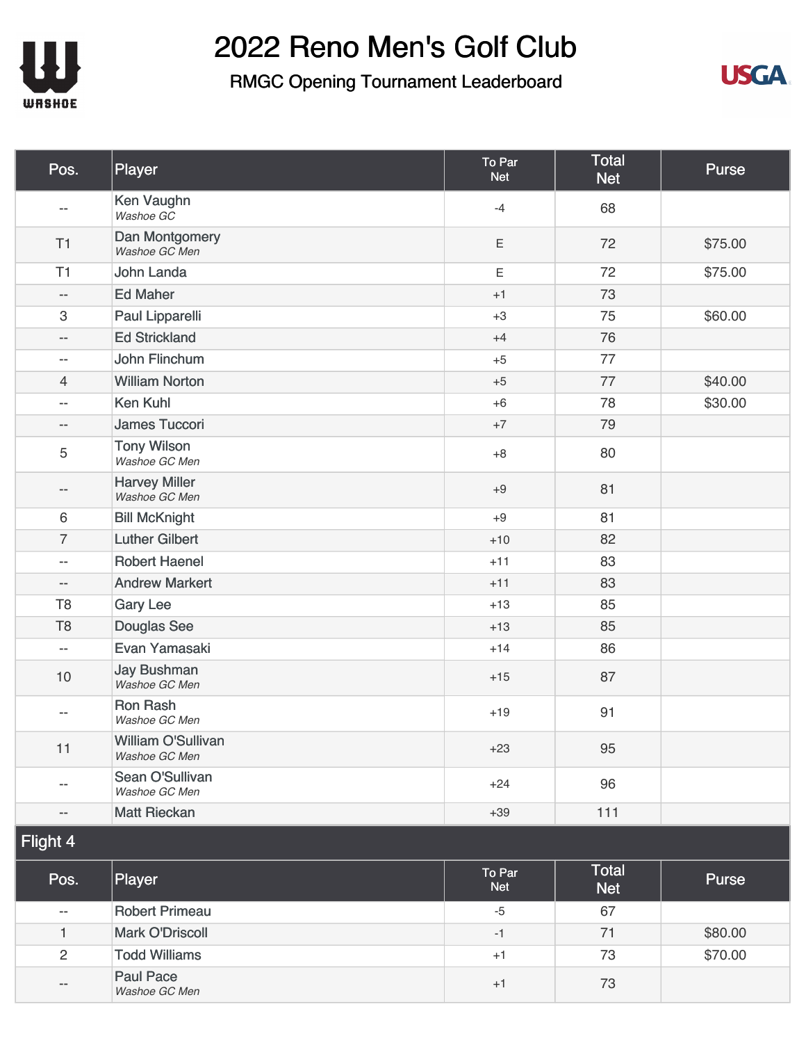# 2022 Reno Men's Golf Club

## RMGC Opening Tournament Leaderboard

| Pos. | Player | To Par Net | Total Net | Purse |
|---|---|---|---|---|
| -- | Ken Vaughn *Washoe GC* | -4 | 68 | |
| T1 | Dan Montgomery *Washoe GC Men* | E | 72 | $75.00 |
| T1 | John Landa | E | 72 | $75.00 |
| -- | Ed Maher | +1 | 73 | |
| 3 | Paul Lipparelli | +3 | 75 | $60.00 |
| -- | Ed Strickland | +4 | 76 | |
| -- | John Flinchum | +5 | 77 | |
| 4 | William Norton | +5 | 77 | $40.00 |
| -- | Ken Kuhl | +6 | 78 | $30.00 |
| -- | James Tuccori | +7 | 79 | |
| 5 | Tony Wilson *Washoe GC Men* | +8 | 80 | |
| -- | Harvey Miller *Washoe GC Men* | +9 | 81 | |
| 6 | Bill McKnight | +9 | 81 | |
| 7 | Luther Gilbert | +10 | 82 | |
| -- | Robert Haenel | +11 | 83 | |
| -- | Andrew Markert | +11 | 83 | |
| T8 | Gary Lee | +13 | 85 | |
| T8 | Douglas See | +13 | 85 | |
| -- | Evan Yamasaki | +14 | 86 | |
| 10 | Jay Bushman *Washoe GC Men* | +15 | 87 | |
| -- | Ron Rash *Washoe GC Men* | +19 | 91 | |
| 11 | William O'Sullivan *Washoe GC Men* | +23 | 95 | |
| -- | Sean O'Sullivan *Washoe GC Men* | +24 | 96 | |
| -- | Matt Rieckan | +39 | 111 | |

## Flight 4

| Pos. | Player | To Par Net | Total Net | Purse |
|---|---|---|---|---|
| -- | Robert Primeau | -5 | 67 | |
| 1 | Mark O'Driscoll | -1 | 71 | $80.00 |
| 2 | Todd Williams | +1 | 73 | $70.00 |
| -- | Paul Pace *Washoe GC Men* | +1 | 73 | |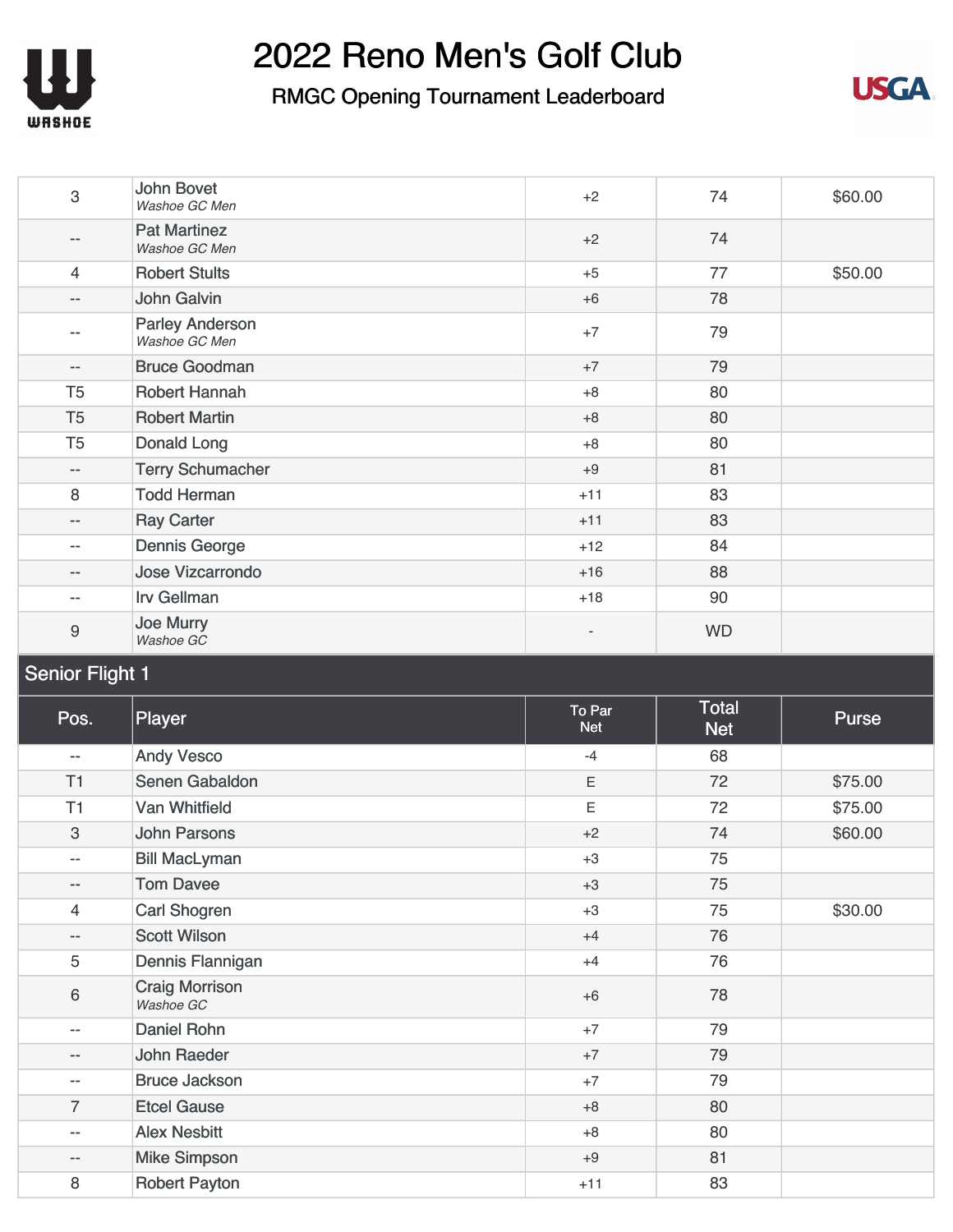# 2022 Reno Men's Golf Club

## RMGC Opening Tournament Leaderboard

| Pos. | Player | To Par Net | Total Net | Purse |
|---|---|---|---|---|
| 3 | John Bovet *Washoe GC Men* | +2 | 74 | $60.00 |
| -- | Pat Martinez *Washoe GC Men* | +2 | 74 | |
| 4 | Robert Stults | +5 | 77 | $50.00 |
| -- | John Galvin | +6 | 78 | |
| -- | Parley Anderson *Washoe GC Men* | +7 | 79 | |
| -- | Bruce Goodman | +7 | 79 | |
| T5 | Robert Hannah | +8 | 80 | |
| T5 | Robert Martin | +8 | 80 | |
| T5 | Donald Long | +8 | 80 | |
| -- | Terry Schumacher | +9 | 81 | |
| 8 | Todd Herman | +11 | 83 | |
| -- | Ray Carter | +11 | 83 | |
| -- | Dennis George | +12 | 84 | |
| -- | Jose Vizcarrondo | +16 | 88 | |
| -- | Irv Gellman | +18 | 90 | |
| 9 | Joe Murry *Washoe GC* | - | WD | |

### Senior Flight 1

| Pos. | Player | To Par Net | Total Net | Purse |
|---|---|---|---|---|
| -- | Andy Vesco | -4 | 68 | |
| T1 | Senen Gabaldon | E | 72 | $75.00 |
| T1 | Van Whitfield | E | 72 | $75.00 |
| 3 | John Parsons | +2 | 74 | $60.00 |
| -- | Bill MacLyman | +3 | 75 | |
| -- | Tom Davee | +3 | 75 | |
| 4 | Carl Shogren | +3 | 75 | $30.00 |
| -- | Scott Wilson | +4 | 76 | |
| 5 | Dennis Flannigan | +4 | 76 | |
| 6 | Craig Morrison *Washoe GC* | +6 | 78 | |
| -- | Daniel Rohn | +7 | 79 | |
| -- | John Raeder | +7 | 79 | |
| -- | Bruce Jackson | +7 | 79 | |
| 7 | Etcel Gause | +8 | 80 | |
| -- | Alex Nesbitt | +8 | 80 | |
| -- | Mike Simpson | +9 | 81 | |
| 8 | Robert Payton | +11 | 83 | |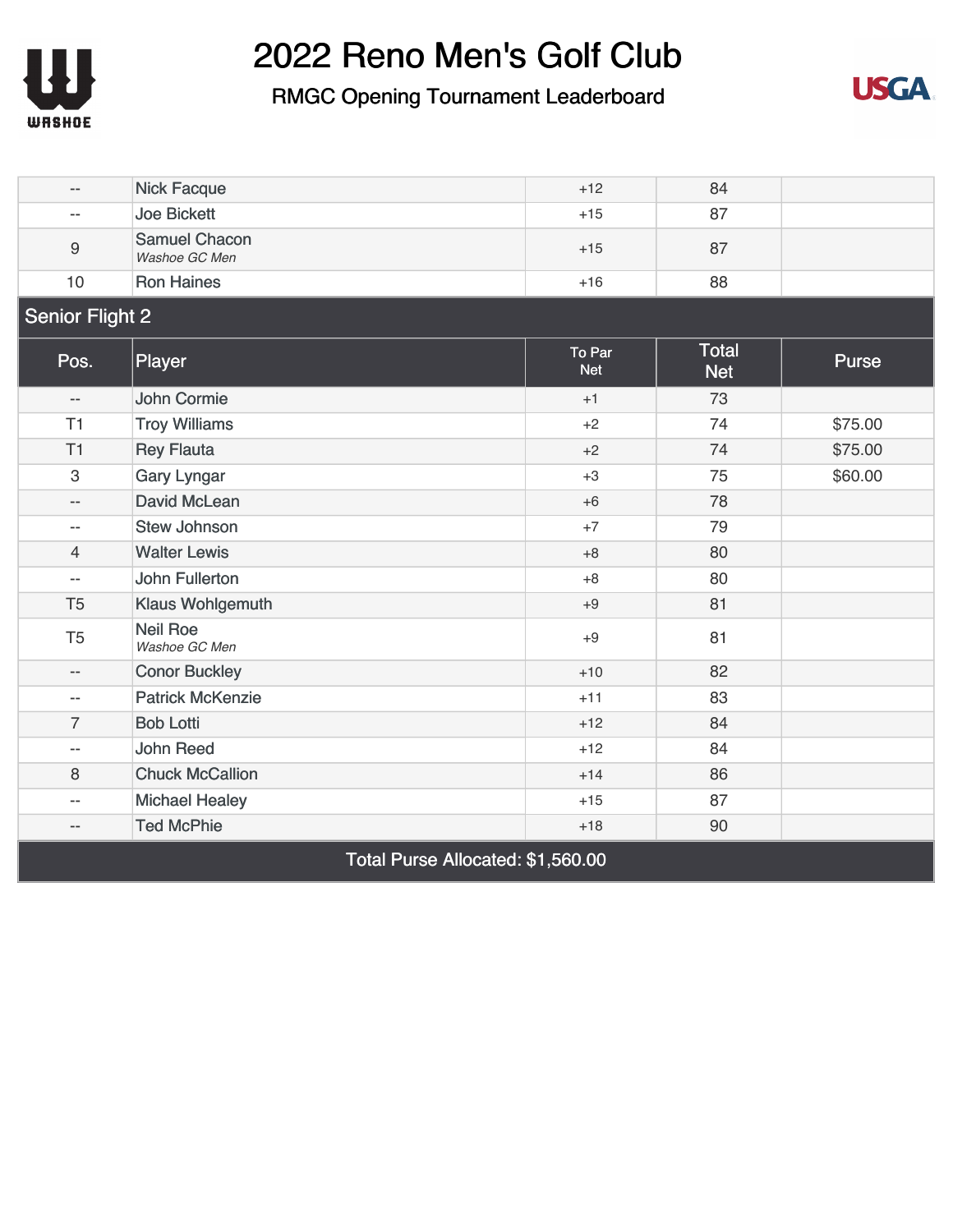# 2022 Reno Men's Golf Club

## RMGC Opening Tournament Leaderboard

| Pos. | Player | To Par Net | Total Net | Purse |
|---|---|---|---|---|
| -- | Nick Facque | +12 | 84 | |
| -- | Joe Bickett | +15 | 87 | |
| 9 | Samuel Chacon *Washoe GC Men* | +15 | 87 | |
| 10 | Ron Haines | +16 | 88 | |

### Senior Flight 2

| Pos. | Player | To Par Net | Total Net | Purse |
|---|---|---|---|---|
| -- | John Cormie | +1 | 73 | |
| T1 | Troy Williams | +2 | 74 | $75.00 |
| T1 | Rey Flauta | +2 | 74 | $75.00 |
| 3 | Gary Lyngar | +3 | 75 | $60.00 |
| -- | David McLean | +6 | 78 | |
| -- | Stew Johnson | +7 | 79 | |
| 4 | Walter Lewis | +8 | 80 | |
| -- | John Fullerton | +8 | 80 | |
| T5 | Klaus Wohlgemuth | +9 | 81 | |
| T5 | Neil Roe *Washoe GC Men* | +9 | 81 | |
| -- | Conor Buckley | +10 | 82 | |
| -- | Patrick McKenzie | +11 | 83 | |
| 7 | Bob Lotti | +12 | 84 | |
| -- | John Reed | +12 | 84 | |
| 8 | Chuck McCallion | +14 | 86 | |
| -- | Michael Healey | +15 | 87 | |
| -- | Ted McPhie | +18 | 90 | |

**Total Purse Allocated: $1,560.00**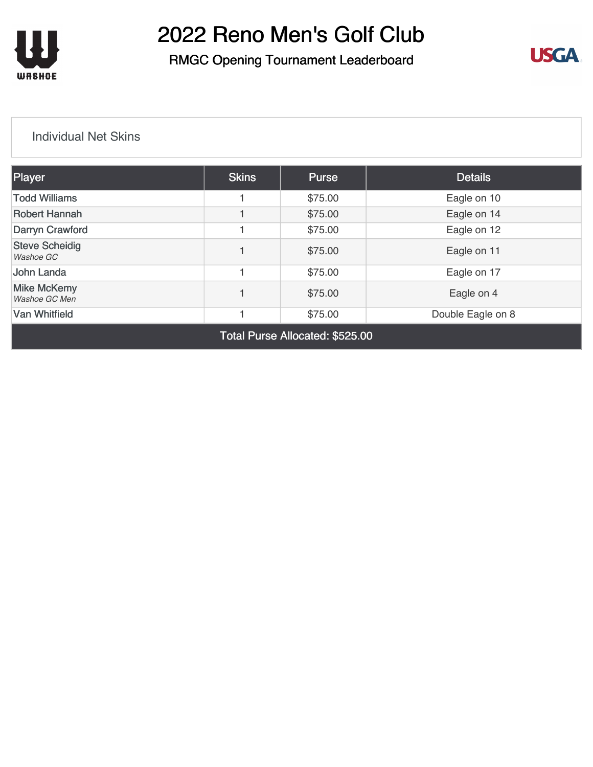# 2022 Reno Men's Golf Club

## RMGC Opening Tournament Leaderboard

### Individual Net Skins

| Player | Skins | Purse | Details |
|---|---|---|---|
| Todd Williams | 1 | $75.00 | Eagle on 10 |
| Robert Hannah | 1 | $75.00 | Eagle on 14 |
| Darryn Crawford | 1 | $75.00 | Eagle on 12 |
| Steve Scheidig *Washoe GC* | 1 | $75.00 | Eagle on 11 |
| John Landa | 1 | $75.00 | Eagle on 17 |
| Mike McKemy *Washoe GC Men* | 1 | $75.00 | Eagle on 4 |
| Van Whitfield | 1 | $75.00 | Double Eagle on 8 |
| Total Purse Allocated: $525.00 | | | |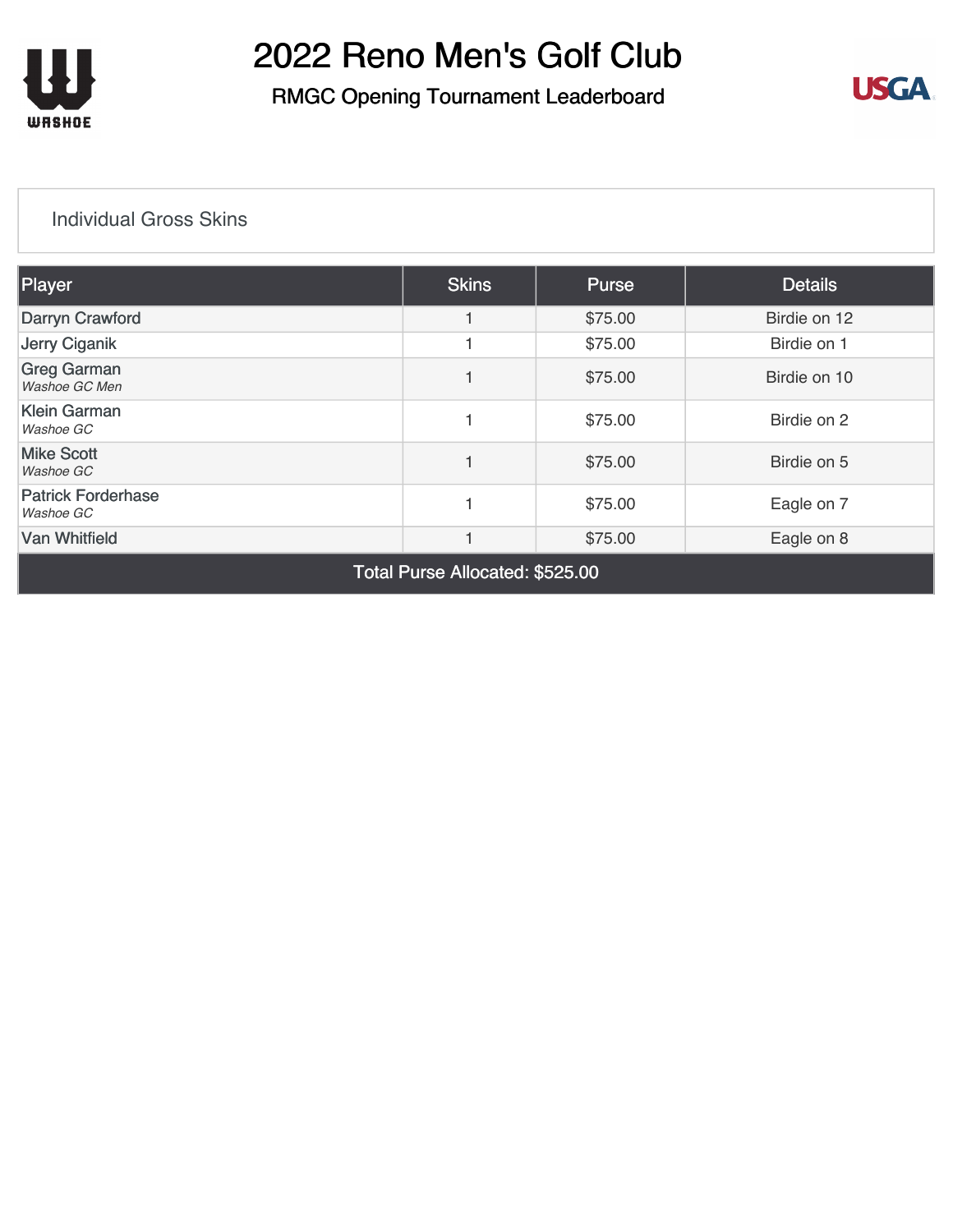# 2022 Reno Men's Golf Club

## RMGC Opening Tournament Leaderboard

### Individual Gross Skins

| Player | Skins | Purse | Details |
|---|---|---|---|
| Darryn Crawford | 1 | $75.00 | Birdie on 12 |
| Jerry Ciganik | 1 | $75.00 | Birdie on 1 |
| Greg Garman *Washoe GC Men* | 1 | $75.00 | Birdie on 10 |
| Klein Garman *Washoe GC* | 1 | $75.00 | Birdie on 2 |
| Mike Scott *Washoe GC* | 1 | $75.00 | Birdie on 5 |
| Patrick Forderhase *Washoe GC* | 1 | $75.00 | Eagle on 7 |
| Van Whitfield | 1 | $75.00 | Eagle on 8 |
| Total Purse Allocated: $525.00 | | | |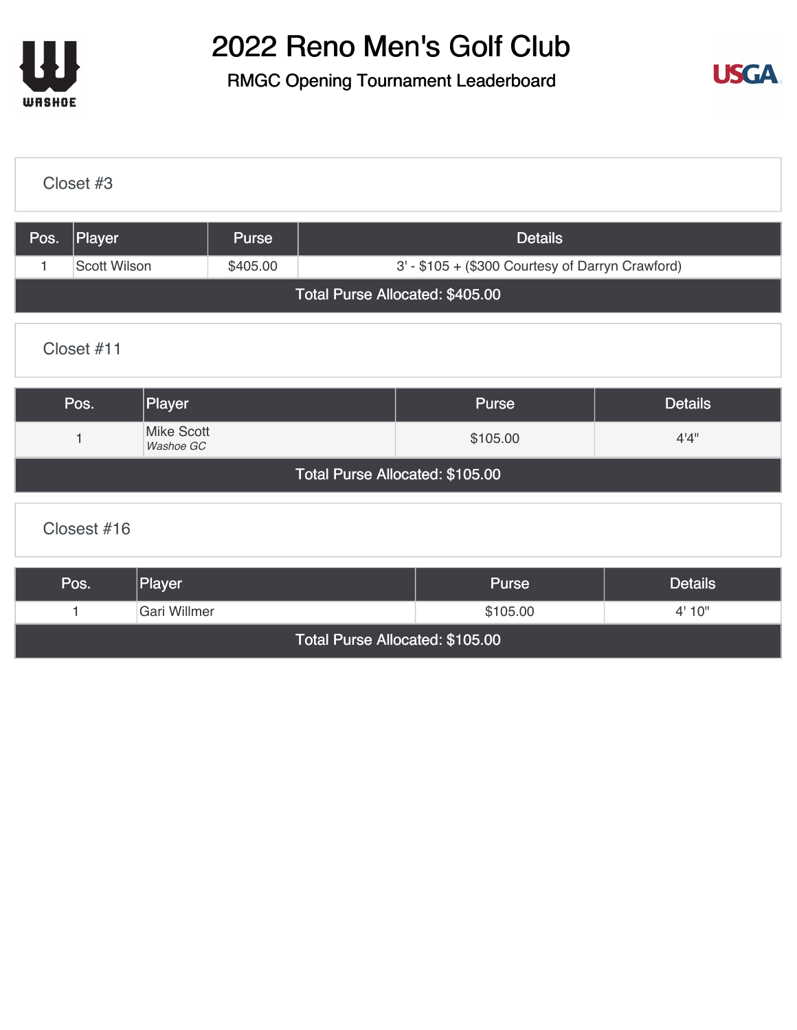# 2022 Reno Men's Golf Club

## RMGC Opening Tournament Leaderboard

### Closet #3

| Pos. | Player | Purse | Details |
| --- | --- | --- | --- |
| 1 | Scott Wilson | $405.00 | 3' - $105 + ($300 Courtesy of Darryn Crawford) |
| Total Purse Allocated: $405.00 | | | |

### Closet #11

| Pos. | Player | Purse | Details |
| --- | --- | --- | --- |
| 1 | Mike Scott *Washoe GC* | $105.00 | 4'4" |
| Total Purse Allocated: $105.00 | | | |

### Closest #16

| Pos. | Player | Purse | Details |
| --- | --- | --- | --- |
| 1 | Gari Willmer | $105.00 | 4' 10" |
| Total Purse Allocated: $105.00 | | | |